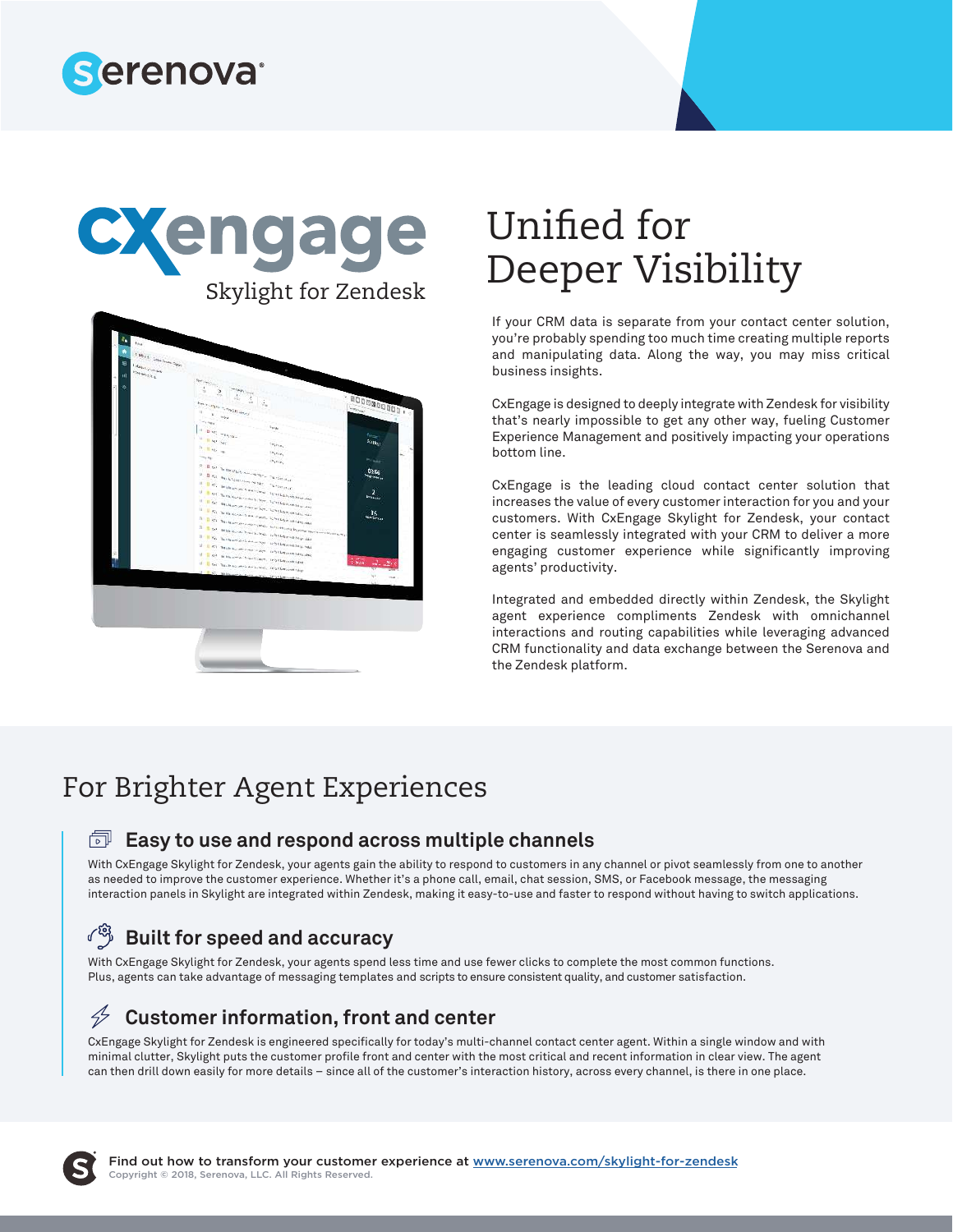# CXengage

Skylight for Zendesk

## Unified for Deeper Visibility

If your CRM data is separate from your contact center solution, you're probably spending too much time creating multiple reports and manipulating data. Along the way, you may miss critical business insights.

CxEngage is designed to deeply integrate with Zendesk for visibility that's nearly impossible to get any other way, fueling Customer Experience Management and positively impacting your operations bottom line.

CxEngage is the leading cloud contact center solution that increases the value of every customer interaction for you and your customers. With CxEngage Skylight for Zendesk, your contact center is seamlessly integrated with your CRM to deliver a more engaging customer experience while significantly improving agents' productivity.

Integrated and embedded directly within Zendesk, the Skylight agent experience compliments Zendesk with omnichannel interactions and routing capabilities while leveraging advanced CRM functionality and data exchange between the Serenova and the Zendesk platform.

## For Brighter Agent Experiences

### Easy to use and respond across multiple channels

With CxEngage Skylight for Zendesk, your agents gain the ability to respond to customers in any channel or pivot seamlessly from one to another as needed to improve the customer experience. Whether it's a phone call, email, chat session, SMS, or Facebook message, the messaging interaction panels in Skylight are integrated within Zendesk, making it easy-to-use and faster to respond without having to switch applications.

### Built for speed and accuracy

With CxEngage Skylight for Zendesk, your agents spend less time and use fewer clicks to complete the most common functions. Plus, agents can take advantage of messaging templates and scripts to ensure consistent quality, and customer satisfaction.

### Customer information, front and center

CxEngage Skylight for Zendesk is engineered specifically for today's multi-channel contact center agent. Within a single window and with minimal clutter, Skylight puts the customer profile front and center with the most critical and recent information in clear view. The agent can then drill down easily for more details – since all of the customer's interaction history, across every channel, is there in one place.

**Find out how to transform your customer experience at [www.serenova.com/skylight-for-zendesk](www.serenova.com/skylight-for-zendesk)**

Copyright © 2018, Serenova, LLC. All Rights Reserved.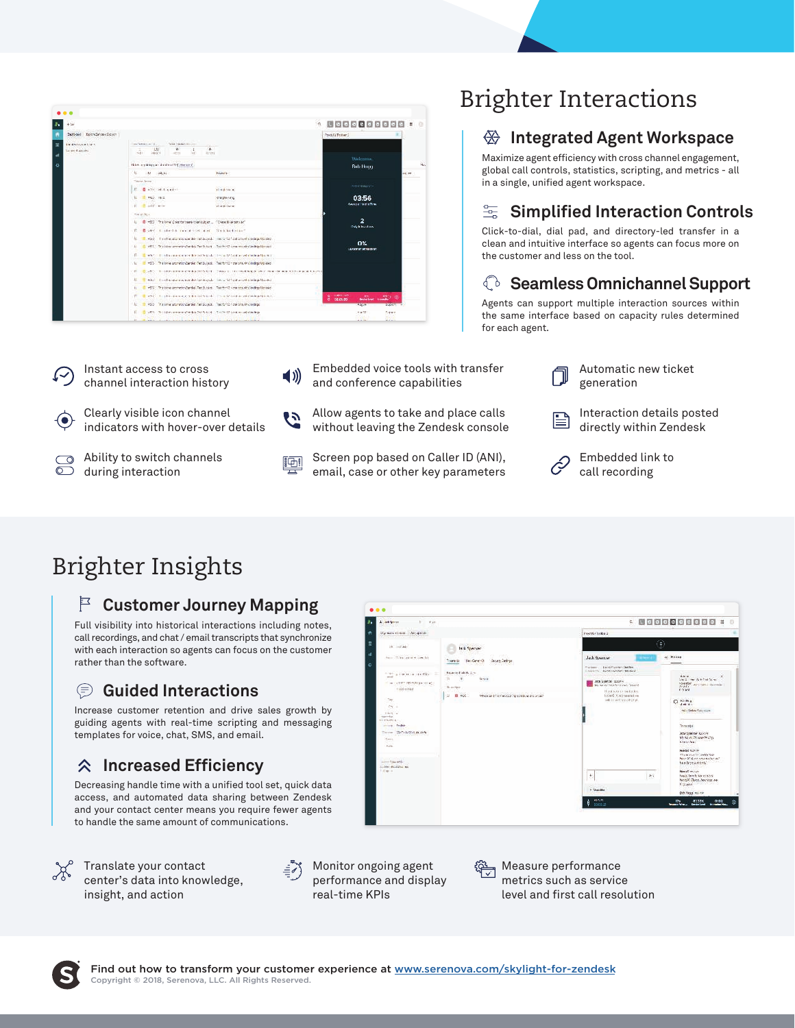# Brighter Interactions

## Integrated Agent Workspace

Maximize agent efficiency with cross channel engagement, global call controls, statistics, scripting, and metrics - all in a single, unified agent workspace.

## Simplified Interaction Controls

Click-to-dial, dial pad, and directory-led transfer in a clean and intuitive interface so agents can focus more on the customer and less on the tool.

## Seamless Omnichannel Support

Agents can support multiple interaction sources within the same interface based on capacity rules determined for each agent.

- Instant access to cross channel interaction history
- Clearly visible icon channel indicators with hover-over details
- Ability to switch channels during interaction
- Embedded voice tools with transfer and conference capabilities
- Allow agents to take and place calls without leaving the Zendesk console
- Screen pop based on Caller ID (ANI), email, case or other key parameters
- Automatic new ticket generation
- Interaction details posted directly within Zendesk
- Embedded link to call recording

# Brighter Insights

## Customer Journey Mapping

Full visibility into historical interactions including notes, call recordings, and chat / email transcripts that synchronize with each interaction so agents can focus on the customer rather than the software.

## Guided Interactions

Increase customer retention and drive sales growth by guiding agents with real-time scripting and messaging templates for voice, chat, SMS, and email.

## Increased Efficiency

Decreasing handle time with a unified tool set, quick data access, and automated data sharing between Zendesk and your contact center means you require fewer agents to handle the same amount of communications.

- Translate your contact center's data into knowledge, insight, and action
- Monitor ongoing agent performance and display real-time KPIs
- Measure performance metrics such as service level and first call resolution

Find out how to transform your customer experience at www.serenova.com/skylight-for-zendesk

Copyright © 2018, Serenova, LLC. All Rights Reserved.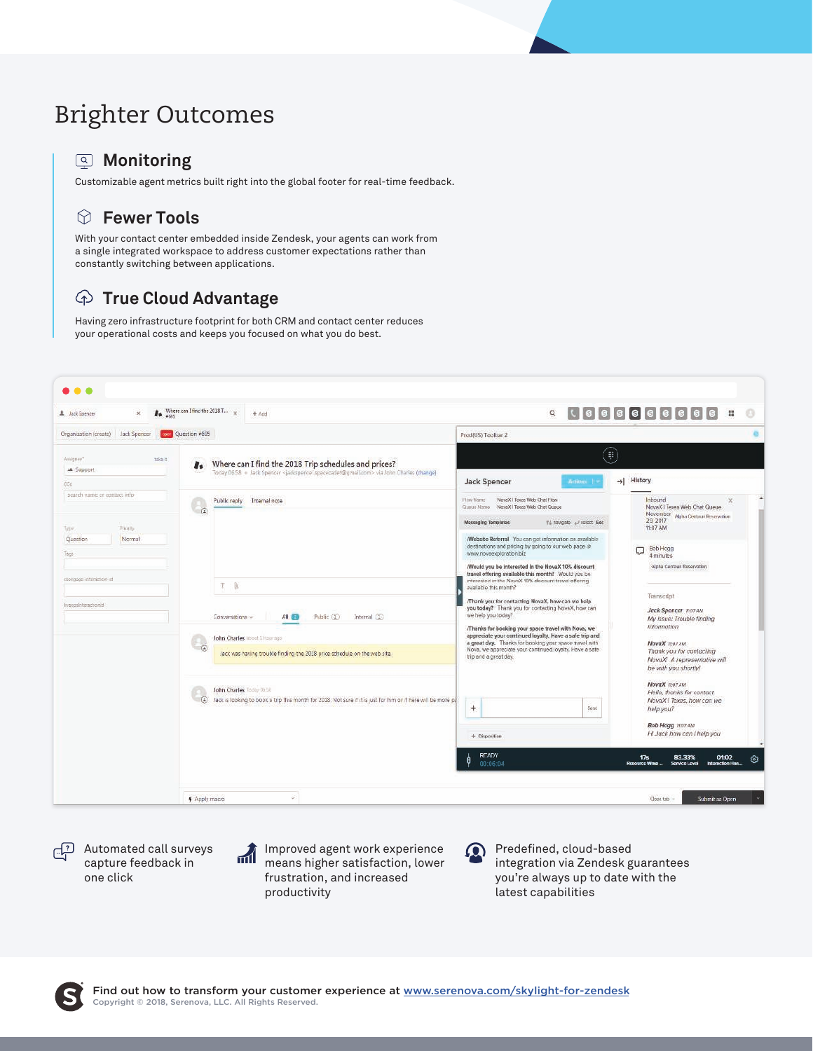# Brighter Outcomes

## Monitoring

Customizable agent metrics built right into the global footer for real-time feedback.

## Fewer Tools

With your contact center embedded inside Zendesk, your agents can work from a single integrated workspace to address customer expectations rather than constantly switching between applications.

## True Cloud Advantage

Having zero infrastructure footprint for both CRM and contact center reduces your operational costs and keeps you focused on what you do best.

Automated call surveys capture feedback in one click

Improved agent work experience means higher satisfaction, lower frustration, and increased productivity

Predefined, cloud-based integration via Zendesk guarantees you're always up to date with the latest capabilities

**Find out how to transform your customer experience at [www.serenova.com/skylight-for-zendesk](www.serenova.com/skylight-for-zendesk)**

Copyright © 2018, Serenova, LLC. All Rights Reserved.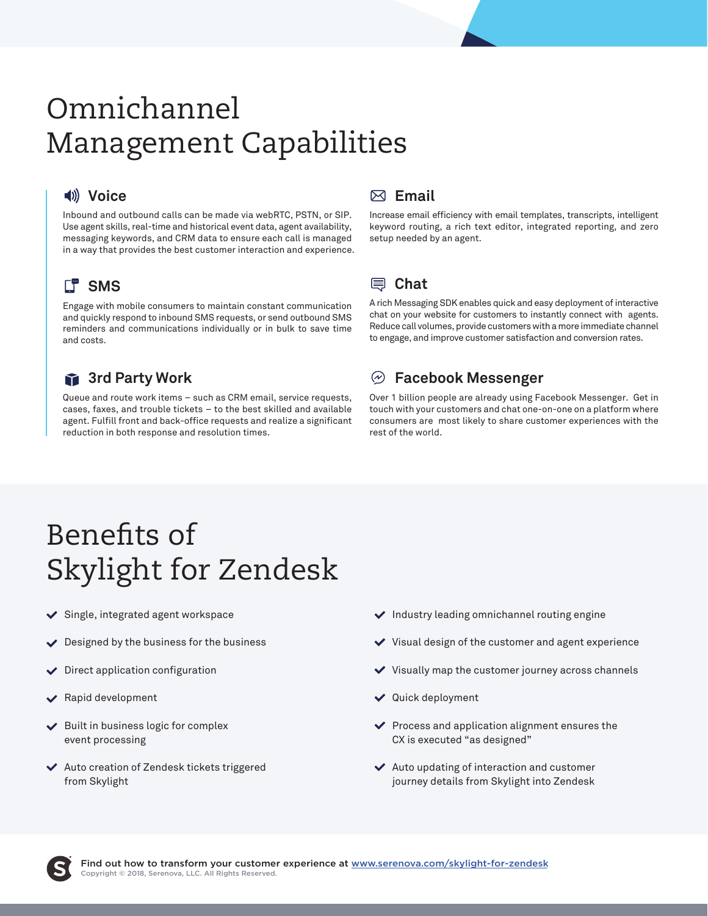# Omnichannel Management Capabilities

### Voice

Inbound and outbound calls can be made via webRTC, PSTN, or SIP. Use agent skills, real-time and historical event data, agent availability, messaging keywords, and CRM data to ensure each call is managed in a way that provides the best customer interaction and experience.

### SMS

Engage with mobile consumers to maintain constant communication and quickly respond to inbound SMS requests, or send outbound SMS reminders and communications individually or in bulk to save time and costs.

### 3rd Party Work

Queue and route work items – such as CRM email, service requests, cases, faxes, and trouble tickets – to the best skilled and available agent. Fulfill front and back-office requests and realize a significant reduction in both response and resolution times.

### Email

Increase email efficiency with email templates, transcripts, intelligent keyword routing, a rich text editor, integrated reporting, and zero setup needed by an agent.

### Chat

A rich Messaging SDK enables quick and easy deployment of interactive chat on your website for customers to instantly connect with agents. Reduce call volumes, provide customers with a more immediate channel to engage, and improve customer satisfaction and conversion rates.

### Facebook Messenger

Over 1 billion people are already using Facebook Messenger. Get in touch with your customers and chat one-on-one on a platform where consumers are most likely to share customer experiences with the rest of the world.

# Benefits of Skylight for Zendesk

- Single, integrated agent workspace
- Designed by the business for the business
- Direct application configuration
- Rapid development
- Built in business logic for complex event processing
- Auto creation of Zendesk tickets triggered from Skylight
- Industry leading omnichannel routing engine
- Visual design of the customer and agent experience
- Visually map the customer journey across channels
- Quick deployment
- Process and application alignment ensures the CX is executed "as designed"
- Auto updating of interaction and customer journey details from Skylight into Zendesk

**Find out how to transform your customer experience at [www.serenova.com/skylight-for-zendesk](www.serenova.com/skylight-for-zendesk)**

Copyright © 2018, Serenova, LLC. All Rights Reserved.